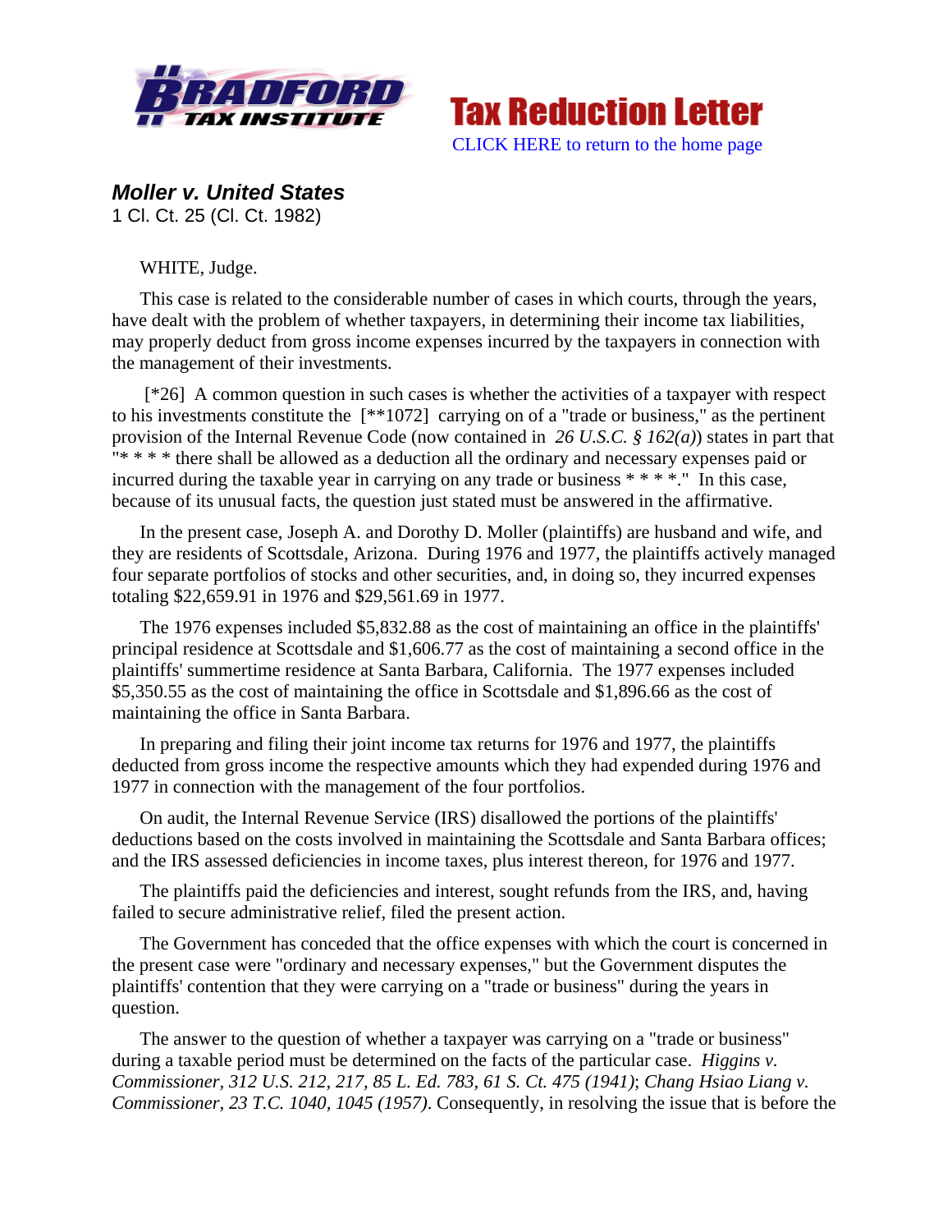Tax Reduction Letter

CLICK HERE to return to the home page

### *Moller v. United States*

1 Cl. Ct. 25 (Cl. Ct. 1982)

WHITE, Judge.

This case is related to the considerable number of cases in which courts, through the years, have dealt with the problem of whether taxpayers, in determining their income tax liabilities, may properly deduct from gross income expenses incurred by the taxpayers in connection with the management of their investments.

[*26] A common question in such cases is whether the activities of a taxpayer with respect to his investments constitute the [**1072] carrying on of a "trade or business," as the pertinent provision of the Internal Revenue Code (now contained in *26 U.S.C. § 162(a)*) states in part that "* * * * there shall be allowed as a deduction all the ordinary and necessary expenses paid or incurred during the taxable year in carrying on any trade or business * * * *." In this case, because of its unusual facts, the question just stated must be answered in the affirmative.

In the present case, Joseph A. and Dorothy D. Moller (plaintiffs) are husband and wife, and they are residents of Scottsdale, Arizona. During 1976 and 1977, the plaintiffs actively managed four separate portfolios of stocks and other securities, and, in doing so, they incurred expenses totaling $22,659.91 in 1976 and $29,561.69 in 1977.

The 1976 expenses included $5,832.88 as the cost of maintaining an office in the plaintiffs' principal residence at Scottsdale and $1,606.77 as the cost of maintaining a second office in the plaintiffs' summertime residence at Santa Barbara, California. The 1977 expenses included $5,350.55 as the cost of maintaining the office in Scottsdale and $1,896.66 as the cost of maintaining the office in Santa Barbara.

In preparing and filing their joint income tax returns for 1976 and 1977, the plaintiffs deducted from gross income the respective amounts which they had expended during 1976 and 1977 in connection with the management of the four portfolios.

On audit, the Internal Revenue Service (IRS) disallowed the portions of the plaintiffs' deductions based on the costs involved in maintaining the Scottsdale and Santa Barbara offices; and the IRS assessed deficiencies in income taxes, plus interest thereon, for 1976 and 1977.

The plaintiffs paid the deficiencies and interest, sought refunds from the IRS, and, having failed to secure administrative relief, filed the present action.

The Government has conceded that the office expenses with which the court is concerned in the present case were "ordinary and necessary expenses," but the Government disputes the plaintiffs' contention that they were carrying on a "trade or business" during the years in question.

The answer to the question of whether a taxpayer was carrying on a "trade or business" during a taxable period must be determined on the facts of the particular case. *Higgins v. Commissioner, 312 U.S. 212, 217, 85 L. Ed. 783, 61 S. Ct. 475 (1941)*; *Chang Hsiao Liang v. Commissioner, 23 T.C. 1040, 1045 (1957)*. Consequently, in resolving the issue that is before the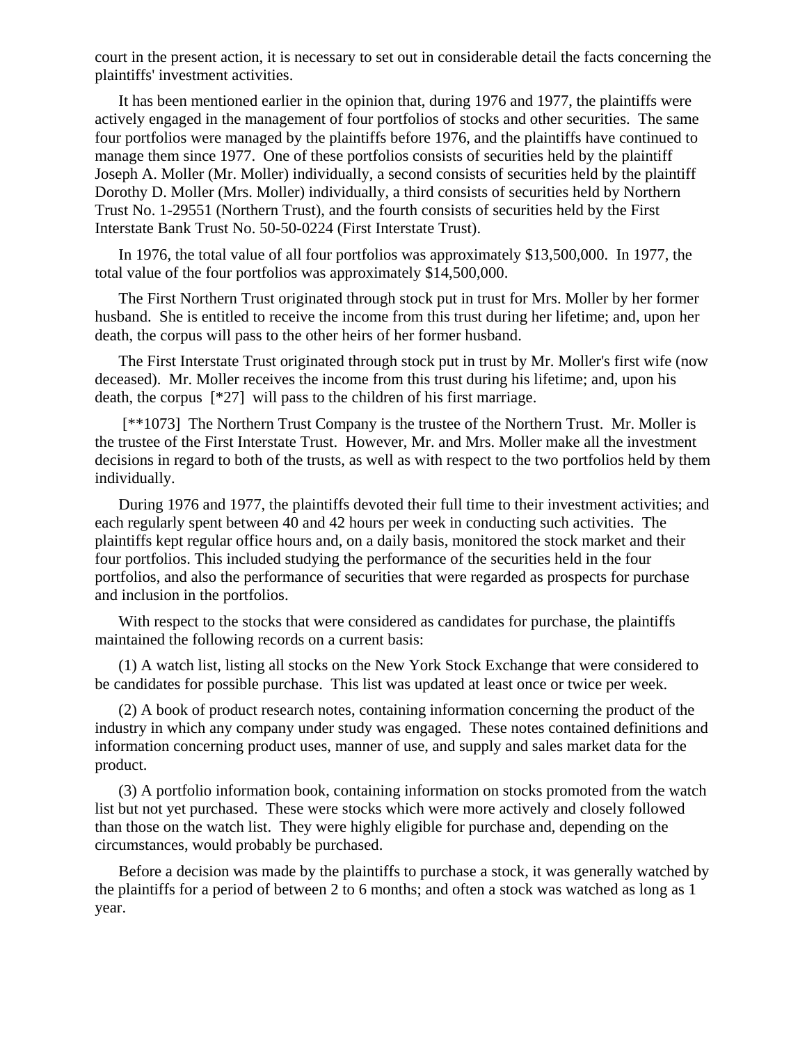court in the present action, it is necessary to set out in considerable detail the facts concerning the plaintiffs' investment activities.

It has been mentioned earlier in the opinion that, during 1976 and 1977, the plaintiffs were actively engaged in the management of four portfolios of stocks and other securities. The same four portfolios were managed by the plaintiffs before 1976, and the plaintiffs have continued to manage them since 1977. One of these portfolios consists of securities held by the plaintiff Joseph A. Moller (Mr. Moller) individually, a second consists of securities held by the plaintiff Dorothy D. Moller (Mrs. Moller) individually, a third consists of securities held by Northern Trust No. 1-29551 (Northern Trust), and the fourth consists of securities held by the First Interstate Bank Trust No. 50-50-0224 (First Interstate Trust).

In 1976, the total value of all four portfolios was approximately $13,500,000. In 1977, the total value of the four portfolios was approximately $14,500,000.

The First Northern Trust originated through stock put in trust for Mrs. Moller by her former husband. She is entitled to receive the income from this trust during her lifetime; and, upon her death, the corpus will pass to the other heirs of her former husband.

The First Interstate Trust originated through stock put in trust by Mr. Moller's first wife (now deceased). Mr. Moller receives the income from this trust during his lifetime; and, upon his death, the corpus [*27] will pass to the children of his first marriage.

[**1073] The Northern Trust Company is the trustee of the Northern Trust. Mr. Moller is the trustee of the First Interstate Trust. However, Mr. and Mrs. Moller make all the investment decisions in regard to both of the trusts, as well as with respect to the two portfolios held by them individually.

During 1976 and 1977, the plaintiffs devoted their full time to their investment activities; and each regularly spent between 40 and 42 hours per week in conducting such activities. The plaintiffs kept regular office hours and, on a daily basis, monitored the stock market and their four portfolios. This included studying the performance of the securities held in the four portfolios, and also the performance of securities that were regarded as prospects for purchase and inclusion in the portfolios.

With respect to the stocks that were considered as candidates for purchase, the plaintiffs maintained the following records on a current basis:

(1) A watch list, listing all stocks on the New York Stock Exchange that were considered to be candidates for possible purchase. This list was updated at least once or twice per week.

(2) A book of product research notes, containing information concerning the product of the industry in which any company under study was engaged. These notes contained definitions and information concerning product uses, manner of use, and supply and sales market data for the product.

(3) A portfolio information book, containing information on stocks promoted from the watch list but not yet purchased. These were stocks which were more actively and closely followed than those on the watch list. They were highly eligible for purchase and, depending on the circumstances, would probably be purchased.

Before a decision was made by the plaintiffs to purchase a stock, it was generally watched by the plaintiffs for a period of between 2 to 6 months; and often a stock was watched as long as 1 year.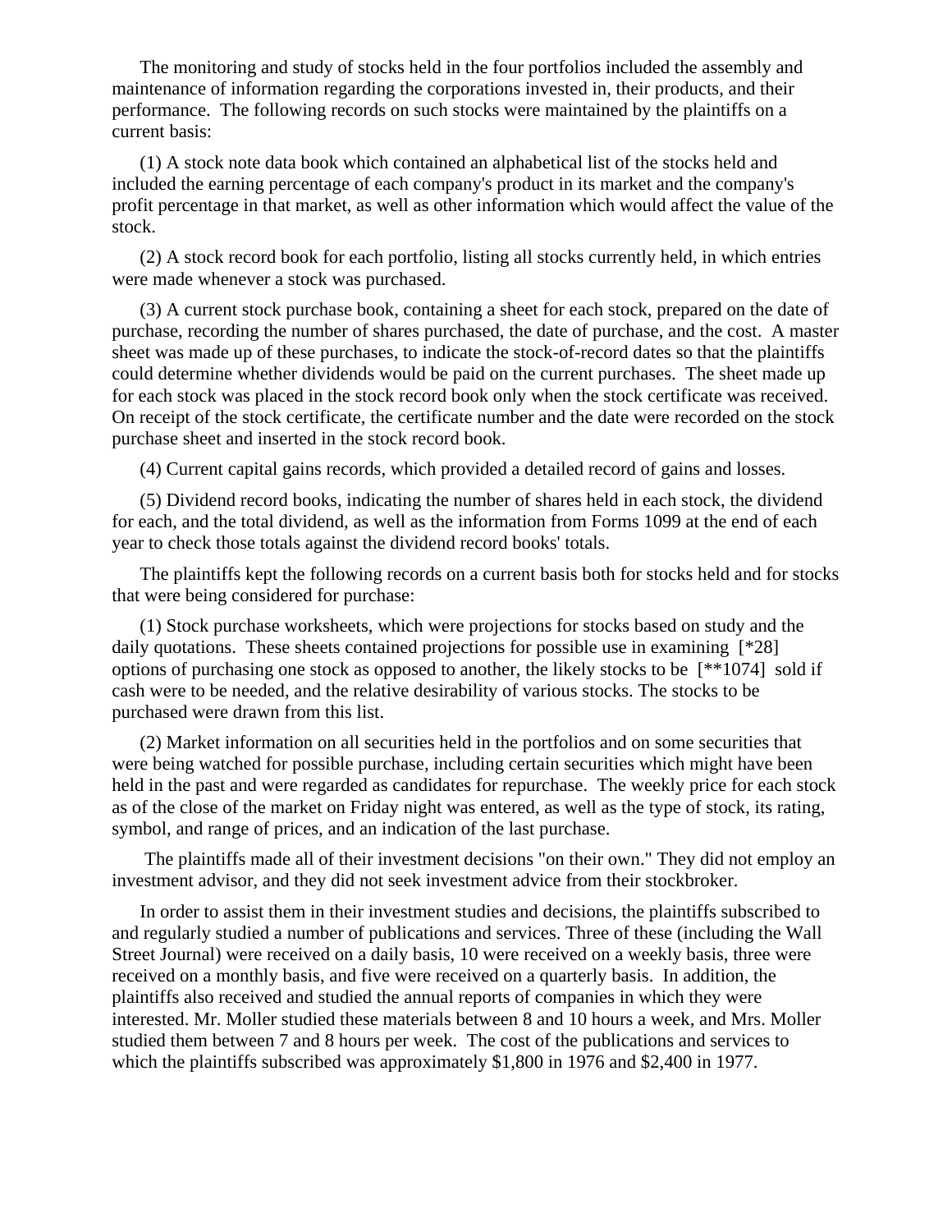The monitoring and study of stocks held in the four portfolios included the assembly and maintenance of information regarding the corporations invested in, their products, and their performance. The following records on such stocks were maintained by the plaintiffs on a current basis:

(1) A stock note data book which contained an alphabetical list of the stocks held and included the earning percentage of each company's product in its market and the company's profit percentage in that market, as well as other information which would affect the value of the stock.

(2) A stock record book for each portfolio, listing all stocks currently held, in which entries were made whenever a stock was purchased.

(3) A current stock purchase book, containing a sheet for each stock, prepared on the date of purchase, recording the number of shares purchased, the date of purchase, and the cost. A master sheet was made up of these purchases, to indicate the stock-of-record dates so that the plaintiffs could determine whether dividends would be paid on the current purchases. The sheet made up for each stock was placed in the stock record book only when the stock certificate was received. On receipt of the stock certificate, the certificate number and the date were recorded on the stock purchase sheet and inserted in the stock record book.

(4) Current capital gains records, which provided a detailed record of gains and losses.

(5) Dividend record books, indicating the number of shares held in each stock, the dividend for each, and the total dividend, as well as the information from Forms 1099 at the end of each year to check those totals against the dividend record books' totals.

The plaintiffs kept the following records on a current basis both for stocks held and for stocks that were being considered for purchase:

(1) Stock purchase worksheets, which were projections for stocks based on study and the daily quotations. These sheets contained projections for possible use in examining [*28] options of purchasing one stock as opposed to another, the likely stocks to be [**1074] sold if cash were to be needed, and the relative desirability of various stocks. The stocks to be purchased were drawn from this list.

(2) Market information on all securities held in the portfolios and on some securities that were being watched for possible purchase, including certain securities which might have been held in the past and were regarded as candidates for repurchase. The weekly price for each stock as of the close of the market on Friday night was entered, as well as the type of stock, its rating, symbol, and range of prices, and an indication of the last purchase.

The plaintiffs made all of their investment decisions "on their own." They did not employ an investment advisor, and they did not seek investment advice from their stockbroker.

In order to assist them in their investment studies and decisions, the plaintiffs subscribed to and regularly studied a number of publications and services. Three of these (including the Wall Street Journal) were received on a daily basis, 10 were received on a weekly basis, three were received on a monthly basis, and five were received on a quarterly basis. In addition, the plaintiffs also received and studied the annual reports of companies in which they were interested. Mr. Moller studied these materials between 8 and 10 hours a week, and Mrs. Moller studied them between 7 and 8 hours per week. The cost of the publications and services to which the plaintiffs subscribed was approximately $1,800 in 1976 and $2,400 in 1977.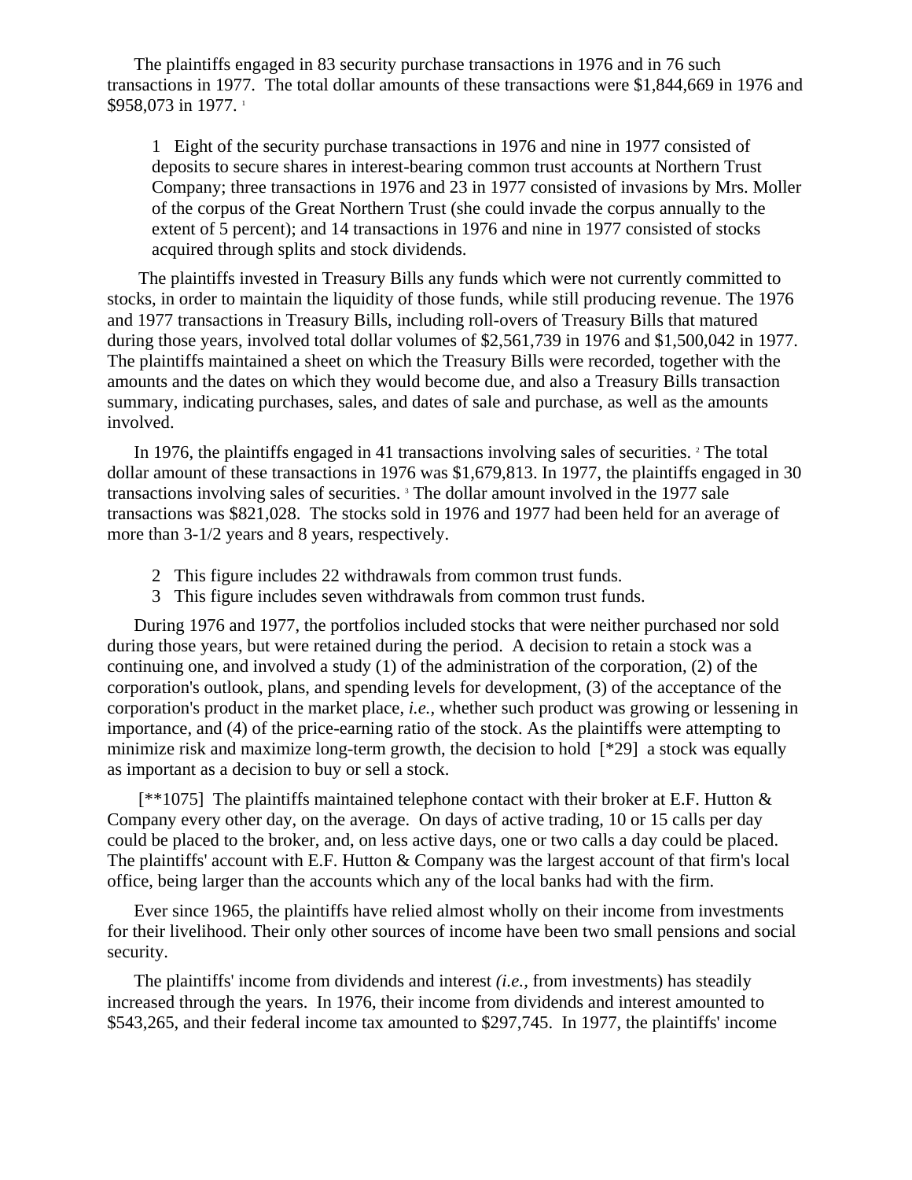The plaintiffs engaged in 83 security purchase transactions in 1976 and in 76 such transactions in 1977. The total dollar amounts of these transactions were $1,844,669 in 1976 and $958,073 in 1977. [1]

> 1 Eight of the security purchase transactions in 1976 and nine in 1977 consisted of deposits to secure shares in interest-bearing common trust accounts at Northern Trust Company; three transactions in 1976 and 23 in 1977 consisted of invasions by Mrs. Moller of the corpus of the Great Northern Trust (she could invade the corpus annually to the extent of 5 percent); and 14 transactions in 1976 and nine in 1977 consisted of stocks acquired through splits and stock dividends.

The plaintiffs invested in Treasury Bills any funds which were not currently committed to stocks, in order to maintain the liquidity of those funds, while still producing revenue. The 1976 and 1977 transactions in Treasury Bills, including roll-overs of Treasury Bills that matured during those years, involved total dollar volumes of $2,561,739 in 1976 and $1,500,042 in 1977. The plaintiffs maintained a sheet on which the Treasury Bills were recorded, together with the amounts and the dates on which they would become due, and also a Treasury Bills transaction summary, indicating purchases, sales, and dates of sale and purchase, as well as the amounts involved.

In 1976, the plaintiffs engaged in 41 transactions involving sales of securities. [2] The total dollar amount of these transactions in 1976 was $1,679,813. In 1977, the plaintiffs engaged in 30 transactions involving sales of securities. [3] The dollar amount involved in the 1977 sale transactions was $821,028. The stocks sold in 1976 and 1977 had been held for an average of more than 3-1/2 years and 8 years, respectively.

> 2 This figure includes 22 withdrawals from common trust funds.
> 3 This figure includes seven withdrawals from common trust funds.

During 1976 and 1977, the portfolios included stocks that were neither purchased nor sold during those years, but were retained during the period. A decision to retain a stock was a continuing one, and involved a study (1) of the administration of the corporation, (2) of the corporation's outlook, plans, and spending levels for development, (3) of the acceptance of the corporation's product in the market place, *i.e.*, whether such product was growing or lessening in importance, and (4) of the price-earning ratio of the stock. As the plaintiffs were attempting to minimize risk and maximize long-term growth, the decision to hold [*29] a stock was equally as important as a decision to buy or sell a stock.

[**1075] The plaintiffs maintained telephone contact with their broker at E.F. Hutton & Company every other day, on the average. On days of active trading, 10 or 15 calls per day could be placed to the broker, and, on less active days, one or two calls a day could be placed. The plaintiffs' account with E.F. Hutton & Company was the largest account of that firm's local office, being larger than the accounts which any of the local banks had with the firm.

Ever since 1965, the plaintiffs have relied almost wholly on their income from investments for their livelihood. Their only other sources of income have been two small pensions and social security.

The plaintiffs' income from dividends and interest *(i.e.,* from investments) has steadily increased through the years. In 1976, their income from dividends and interest amounted to $543,265, and their federal income tax amounted to $297,745. In 1977, the plaintiffs' income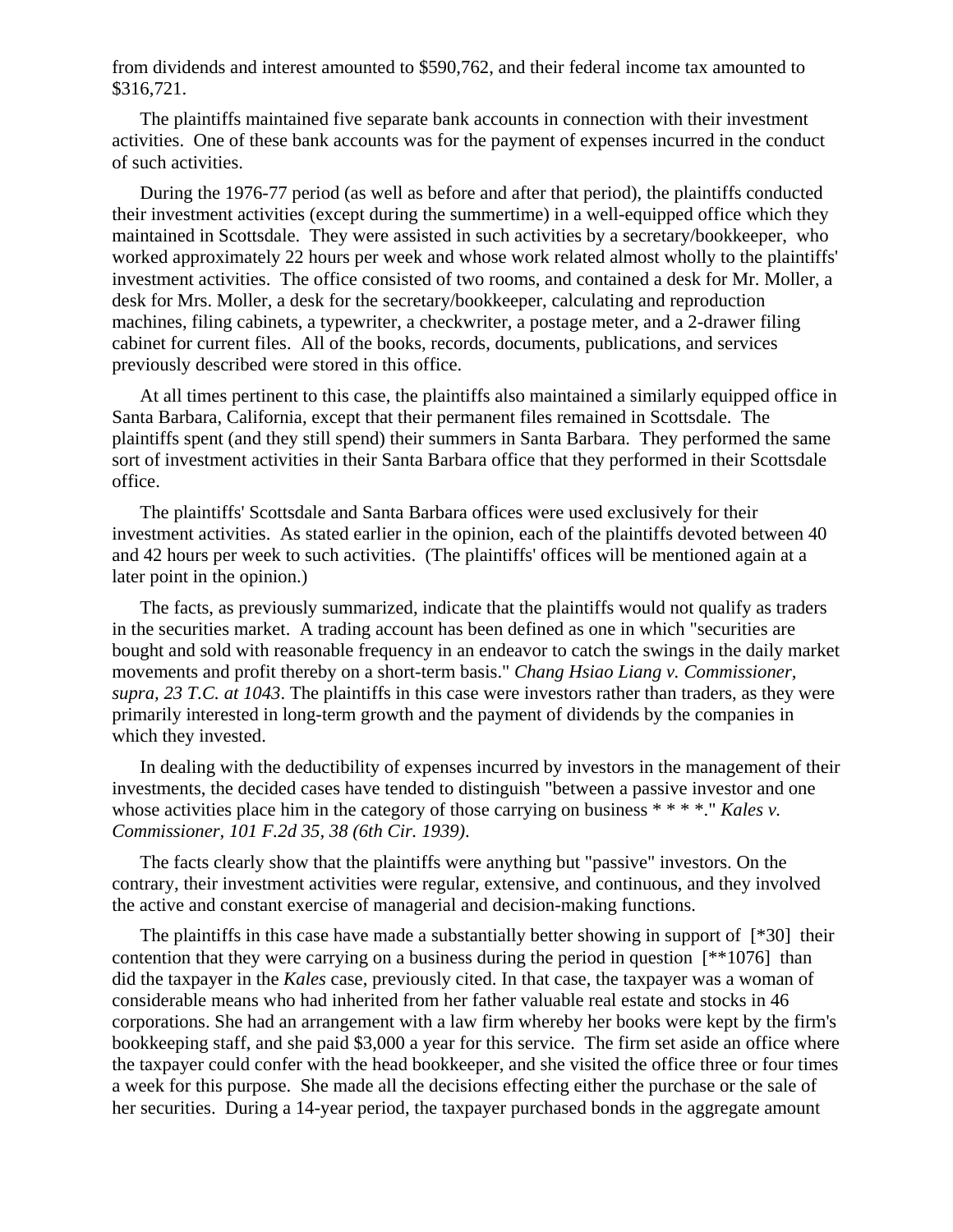from dividends and interest amounted to $590,762, and their federal income tax amounted to $316,721.

The plaintiffs maintained five separate bank accounts in connection with their investment activities. One of these bank accounts was for the payment of expenses incurred in the conduct of such activities.

During the 1976-77 period (as well as before and after that period), the plaintiffs conducted their investment activities (except during the summertime) in a well-equipped office which they maintained in Scottsdale. They were assisted in such activities by a secretary/bookkeeper, who worked approximately 22 hours per week and whose work related almost wholly to the plaintiffs' investment activities. The office consisted of two rooms, and contained a desk for Mr. Moller, a desk for Mrs. Moller, a desk for the secretary/bookkeeper, calculating and reproduction machines, filing cabinets, a typewriter, a checkwriter, a postage meter, and a 2-drawer filing cabinet for current files. All of the books, records, documents, publications, and services previously described were stored in this office.

At all times pertinent to this case, the plaintiffs also maintained a similarly equipped office in Santa Barbara, California, except that their permanent files remained in Scottsdale. The plaintiffs spent (and they still spend) their summers in Santa Barbara. They performed the same sort of investment activities in their Santa Barbara office that they performed in their Scottsdale office.

The plaintiffs' Scottsdale and Santa Barbara offices were used exclusively for their investment activities. As stated earlier in the opinion, each of the plaintiffs devoted between 40 and 42 hours per week to such activities. (The plaintiffs' offices will be mentioned again at a later point in the opinion.)

The facts, as previously summarized, indicate that the plaintiffs would not qualify as traders in the securities market. A trading account has been defined as one in which "securities are bought and sold with reasonable frequency in an endeavor to catch the swings in the daily market movements and profit thereby on a short-term basis." *Chang Hsiao Liang v. Commissioner, supra, 23 T.C. at 1043*. The plaintiffs in this case were investors rather than traders, as they were primarily interested in long-term growth and the payment of dividends by the companies in which they invested.

In dealing with the deductibility of expenses incurred by investors in the management of their investments, the decided cases have tended to distinguish "between a passive investor and one whose activities place him in the category of those carrying on business * * * *." *Kales v. Commissioner, 101 F.2d 35, 38 (6th Cir. 1939)*.

The facts clearly show that the plaintiffs were anything but "passive" investors. On the contrary, their investment activities were regular, extensive, and continuous, and they involved the active and constant exercise of managerial and decision-making functions.

The plaintiffs in this case have made a substantially better showing in support of [*30] their contention that they were carrying on a business during the period in question [**1076] than did the taxpayer in the *Kales* case, previously cited. In that case, the taxpayer was a woman of considerable means who had inherited from her father valuable real estate and stocks in 46 corporations. She had an arrangement with a law firm whereby her books were kept by the firm's bookkeeping staff, and she paid $3,000 a year for this service. The firm set aside an office where the taxpayer could confer with the head bookkeeper, and she visited the office three or four times a week for this purpose. She made all the decisions effecting either the purchase or the sale of her securities. During a 14-year period, the taxpayer purchased bonds in the aggregate amount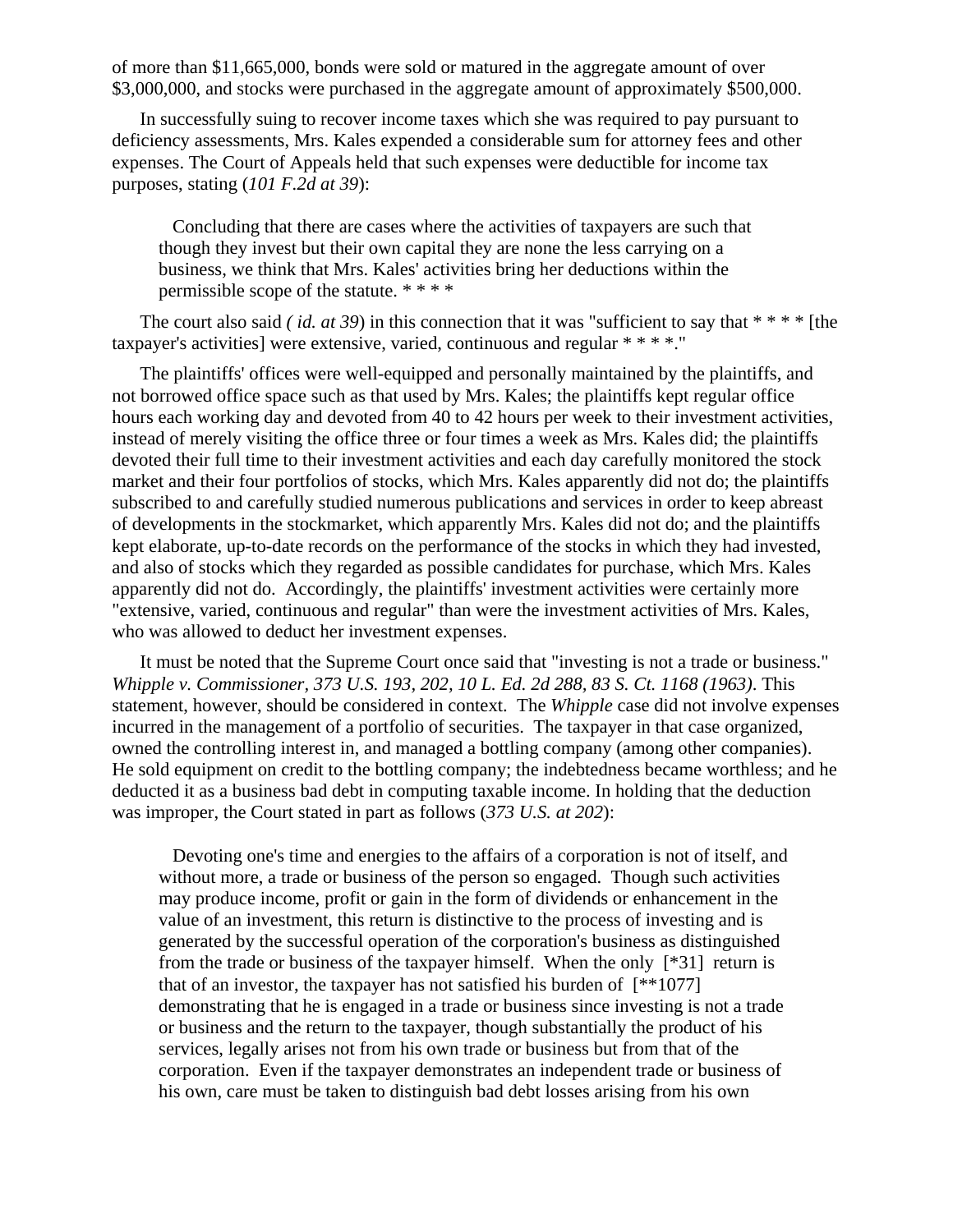of more than $11,665,000, bonds were sold or matured in the aggregate amount of over $3,000,000, and stocks were purchased in the aggregate amount of approximately $500,000.

In successfully suing to recover income taxes which she was required to pay pursuant to deficiency assessments, Mrs. Kales expended a considerable sum for attorney fees and other expenses. The Court of Appeals held that such expenses were deductible for income tax purposes, stating (*101 F.2d at 39*):

> Concluding that there are cases where the activities of taxpayers are such that though they invest but their own capital they are none the less carrying on a business, we think that Mrs. Kales' activities bring her deductions within the permissible scope of the statute. * * * *

The court also said *( id. at 39*) in this connection that it was "sufficient to say that * * * * [the taxpayer's activities] were extensive, varied, continuous and regular * * * *."

The plaintiffs' offices were well-equipped and personally maintained by the plaintiffs, and not borrowed office space such as that used by Mrs. Kales; the plaintiffs kept regular office hours each working day and devoted from 40 to 42 hours per week to their investment activities, instead of merely visiting the office three or four times a week as Mrs. Kales did; the plaintiffs devoted their full time to their investment activities and each day carefully monitored the stock market and their four portfolios of stocks, which Mrs. Kales apparently did not do; the plaintiffs subscribed to and carefully studied numerous publications and services in order to keep abreast of developments in the stockmarket, which apparently Mrs. Kales did not do; and the plaintiffs kept elaborate, up-to-date records on the performance of the stocks in which they had invested, and also of stocks which they regarded as possible candidates for purchase, which Mrs. Kales apparently did not do. Accordingly, the plaintiffs' investment activities were certainly more "extensive, varied, continuous and regular" than were the investment activities of Mrs. Kales, who was allowed to deduct her investment expenses.

It must be noted that the Supreme Court once said that "investing is not a trade or business." *Whipple v. Commissioner, 373 U.S. 193, 202, 10 L. Ed. 2d 288, 83 S. Ct. 1168 (1963)*. This statement, however, should be considered in context. The *Whipple* case did not involve expenses incurred in the management of a portfolio of securities. The taxpayer in that case organized, owned the controlling interest in, and managed a bottling company (among other companies). He sold equipment on credit to the bottling company; the indebtedness became worthless; and he deducted it as a business bad debt in computing taxable income. In holding that the deduction was improper, the Court stated in part as follows (*373 U.S. at 202*):

> Devoting one's time and energies to the affairs of a corporation is not of itself, and without more, a trade or business of the person so engaged. Though such activities may produce income, profit or gain in the form of dividends or enhancement in the value of an investment, this return is distinctive to the process of investing and is generated by the successful operation of the corporation's business as distinguished from the trade or business of the taxpayer himself. When the only [*31] return is that of an investor, the taxpayer has not satisfied his burden of [**1077] demonstrating that he is engaged in a trade or business since investing is not a trade or business and the return to the taxpayer, though substantially the product of his services, legally arises not from his own trade or business but from that of the corporation. Even if the taxpayer demonstrates an independent trade or business of his own, care must be taken to distinguish bad debt losses arising from his own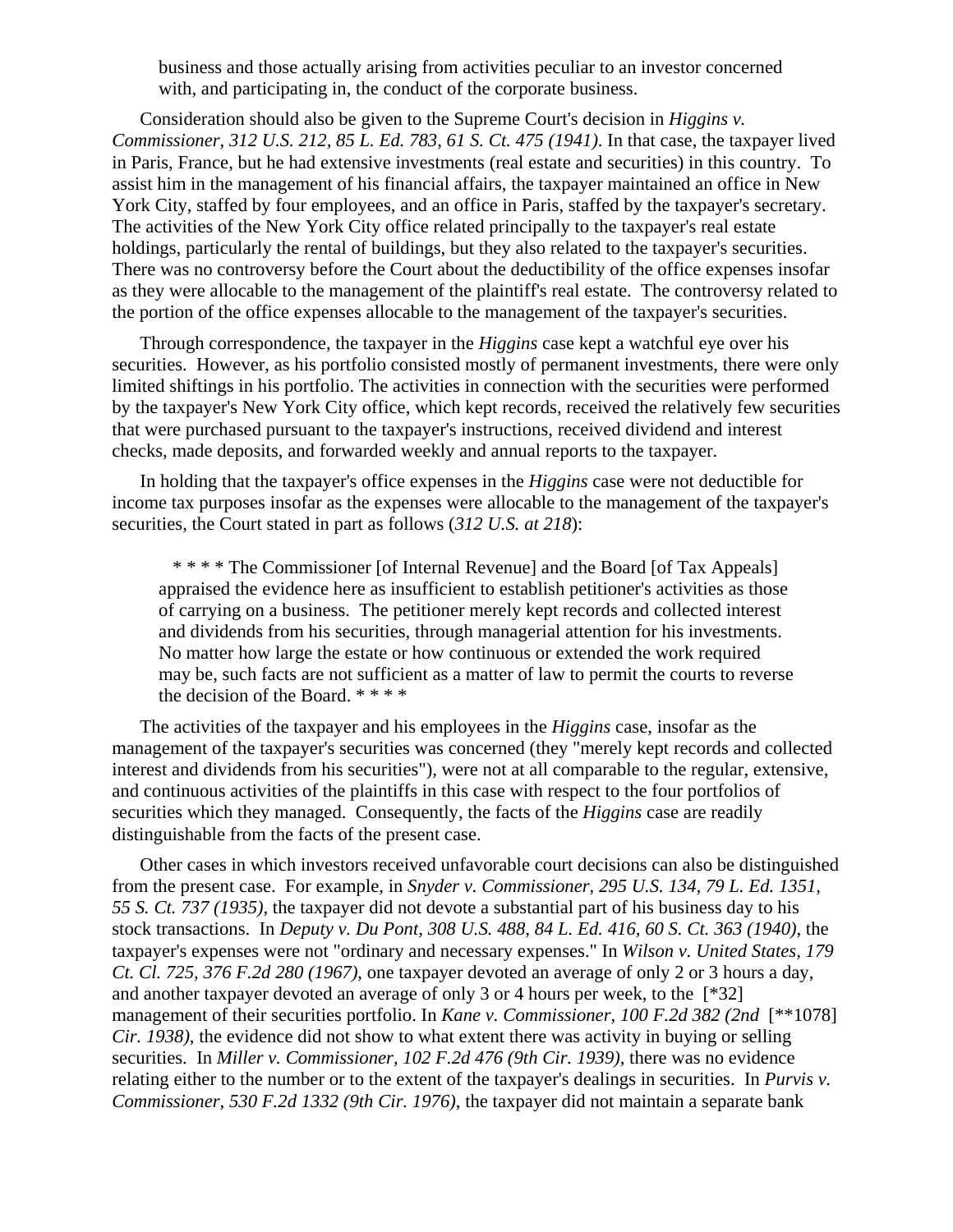business and those actually arising from activities peculiar to an investor concerned with, and participating in, the conduct of the corporate business.

Consideration should also be given to the Supreme Court's decision in *Higgins v. Commissioner, 312 U.S. 212, 85 L. Ed. 783, 61 S. Ct. 475 (1941)*. In that case, the taxpayer lived in Paris, France, but he had extensive investments (real estate and securities) in this country. To assist him in the management of his financial affairs, the taxpayer maintained an office in New York City, staffed by four employees, and an office in Paris, staffed by the taxpayer's secretary. The activities of the New York City office related principally to the taxpayer's real estate holdings, particularly the rental of buildings, but they also related to the taxpayer's securities. There was no controversy before the Court about the deductibility of the office expenses insofar as they were allocable to the management of the plaintiff's real estate. The controversy related to the portion of the office expenses allocable to the management of the taxpayer's securities.

Through correspondence, the taxpayer in the *Higgins* case kept a watchful eye over his securities. However, as his portfolio consisted mostly of permanent investments, there were only limited shiftings in his portfolio. The activities in connection with the securities were performed by the taxpayer's New York City office, which kept records, received the relatively few securities that were purchased pursuant to the taxpayer's instructions, received dividend and interest checks, made deposits, and forwarded weekly and annual reports to the taxpayer.

In holding that the taxpayer's office expenses in the *Higgins* case were not deductible for income tax purposes insofar as the expenses were allocable to the management of the taxpayer's securities, the Court stated in part as follows (*312 U.S. at 218*):

> * * * * The Commissioner [of Internal Revenue] and the Board [of Tax Appeals] appraised the evidence here as insufficient to establish petitioner's activities as those of carrying on a business. The petitioner merely kept records and collected interest and dividends from his securities, through managerial attention for his investments. No matter how large the estate or how continuous or extended the work required may be, such facts are not sufficient as a matter of law to permit the courts to reverse the decision of the Board. * * * *

The activities of the taxpayer and his employees in the *Higgins* case, insofar as the management of the taxpayer's securities was concerned (they "merely kept records and collected interest and dividends from his securities"), were not at all comparable to the regular, extensive, and continuous activities of the plaintiffs in this case with respect to the four portfolios of securities which they managed. Consequently, the facts of the *Higgins* case are readily distinguishable from the facts of the present case.

Other cases in which investors received unfavorable court decisions can also be distinguished from the present case. For example, in *Snyder v. Commissioner, 295 U.S. 134, 79 L. Ed. 1351, 55 S. Ct. 737 (1935)*, the taxpayer did not devote a substantial part of his business day to his stock transactions. In *Deputy v. Du Pont, 308 U.S. 488, 84 L. Ed. 416, 60 S. Ct. 363 (1940)*, the taxpayer's expenses were not "ordinary and necessary expenses." In *Wilson v. United States, 179 Ct. Cl. 725, 376 F.2d 280 (1967)*, one taxpayer devoted an average of only 2 or 3 hours a day, and another taxpayer devoted an average of only 3 or 4 hours per week, to the [*32] management of their securities portfolio. In *Kane v. Commissioner, 100 F.2d 382 (2nd* [**1078] *Cir. 1938)*, the evidence did not show to what extent there was activity in buying or selling securities. In *Miller v. Commissioner, 102 F.2d 476 (9th Cir. 1939)*, there was no evidence relating either to the number or to the extent of the taxpayer's dealings in securities. In *Purvis v. Commissioner, 530 F.2d 1332 (9th Cir. 1976)*, the taxpayer did not maintain a separate bank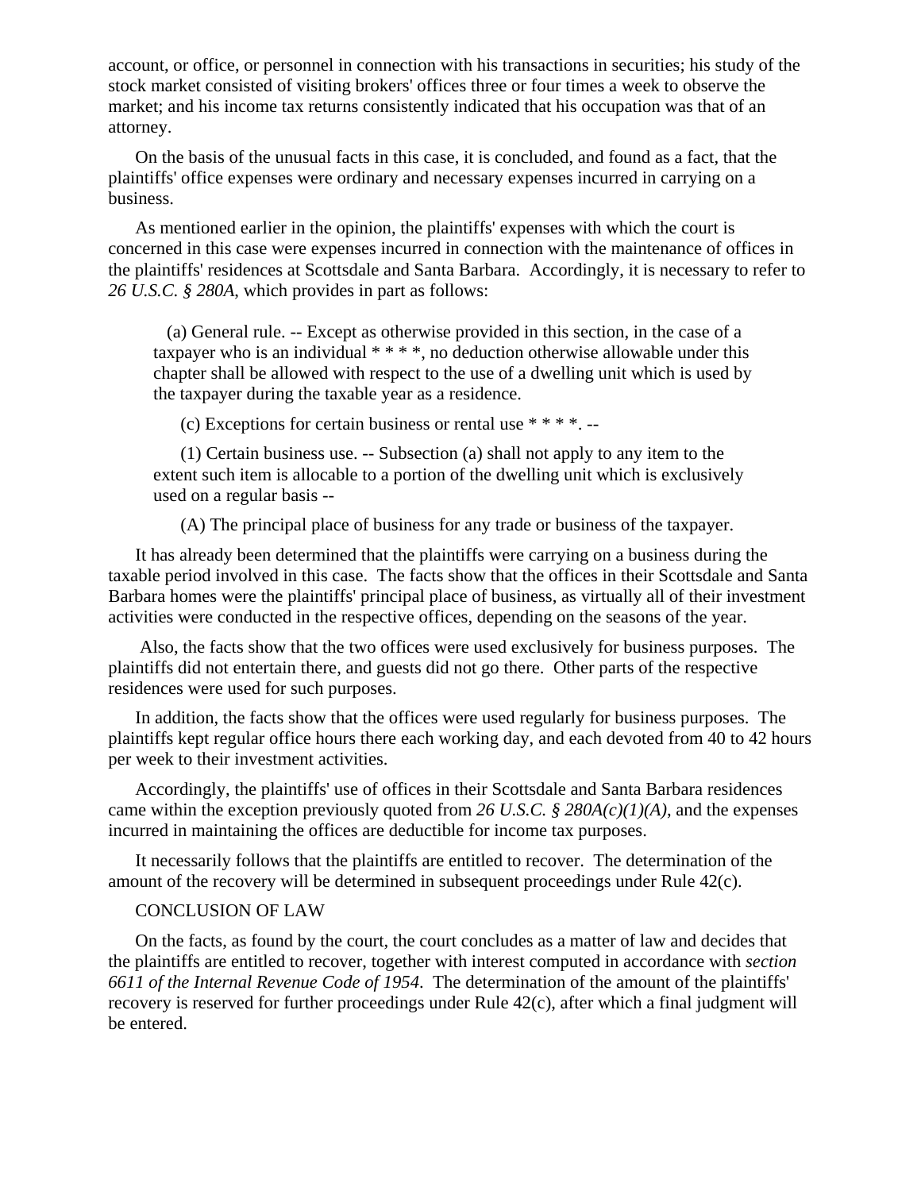account, or office, or personnel in connection with his transactions in securities; his study of the stock market consisted of visiting brokers' offices three or four times a week to observe the market; and his income tax returns consistently indicated that his occupation was that of an attorney.

On the basis of the unusual facts in this case, it is concluded, and found as a fact, that the plaintiffs' office expenses were ordinary and necessary expenses incurred in carrying on a business.

As mentioned earlier in the opinion, the plaintiffs' expenses with which the court is concerned in this case were expenses incurred in connection with the maintenance of offices in the plaintiffs' residences at Scottsdale and Santa Barbara. Accordingly, it is necessary to refer to *26 U.S.C. § 280A*, which provides in part as follows:

> (a) General rule. -- Except as otherwise provided in this section, in the case of a taxpayer who is an individual * * * *, no deduction otherwise allowable under this chapter shall be allowed with respect to the use of a dwelling unit which is used by the taxpayer during the taxable year as a residence.
>
> (c) Exceptions for certain business or rental use * * * *. --
>
> (1) Certain business use. -- Subsection (a) shall not apply to any item to the extent such item is allocable to a portion of the dwelling unit which is exclusively used on a regular basis --
>
> (A) The principal place of business for any trade or business of the taxpayer.

It has already been determined that the plaintiffs were carrying on a business during the taxable period involved in this case. The facts show that the offices in their Scottsdale and Santa Barbara homes were the plaintiffs' principal place of business, as virtually all of their investment activities were conducted in the respective offices, depending on the seasons of the year.

Also, the facts show that the two offices were used exclusively for business purposes. The plaintiffs did not entertain there, and guests did not go there. Other parts of the respective residences were used for such purposes.

In addition, the facts show that the offices were used regularly for business purposes. The plaintiffs kept regular office hours there each working day, and each devoted from 40 to 42 hours per week to their investment activities.

Accordingly, the plaintiffs' use of offices in their Scottsdale and Santa Barbara residences came within the exception previously quoted from *26 U.S.C. § 280A(c)(1)(A)*, and the expenses incurred in maintaining the offices are deductible for income tax purposes.

It necessarily follows that the plaintiffs are entitled to recover. The determination of the amount of the recovery will be determined in subsequent proceedings under Rule 42(c).

CONCLUSION OF LAW

On the facts, as found by the court, the court concludes as a matter of law and decides that the plaintiffs are entitled to recover, together with interest computed in accordance with *section 6611 of the Internal Revenue Code of 1954*. The determination of the amount of the plaintiffs' recovery is reserved for further proceedings under Rule 42(c), after which a final judgment will be entered.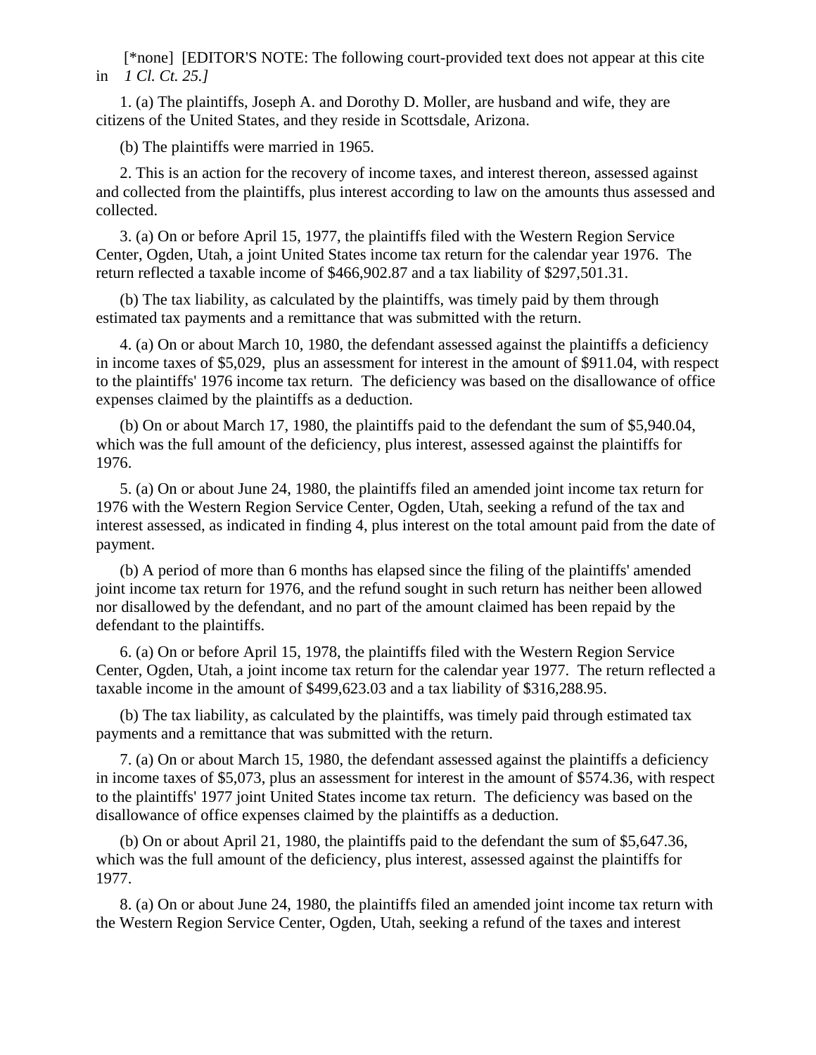[*none] [EDITOR'S NOTE: The following court-provided text does not appear at this cite in *1 Cl. Ct. 25.]*

1. (a) The plaintiffs, Joseph A. and Dorothy D. Moller, are husband and wife, they are citizens of the United States, and they reside in Scottsdale, Arizona.

(b) The plaintiffs were married in 1965.

2. This is an action for the recovery of income taxes, and interest thereon, assessed against and collected from the plaintiffs, plus interest according to law on the amounts thus assessed and collected.

3. (a) On or before April 15, 1977, the plaintiffs filed with the Western Region Service Center, Ogden, Utah, a joint United States income tax return for the calendar year 1976. The return reflected a taxable income of $466,902.87 and a tax liability of $297,501.31.

(b) The tax liability, as calculated by the plaintiffs, was timely paid by them through estimated tax payments and a remittance that was submitted with the return.

4. (a) On or about March 10, 1980, the defendant assessed against the plaintiffs a deficiency in income taxes of $5,029, plus an assessment for interest in the amount of $911.04, with respect to the plaintiffs' 1976 income tax return. The deficiency was based on the disallowance of office expenses claimed by the plaintiffs as a deduction.

(b) On or about March 17, 1980, the plaintiffs paid to the defendant the sum of $5,940.04, which was the full amount of the deficiency, plus interest, assessed against the plaintiffs for 1976.

5. (a) On or about June 24, 1980, the plaintiffs filed an amended joint income tax return for 1976 with the Western Region Service Center, Ogden, Utah, seeking a refund of the tax and interest assessed, as indicated in finding 4, plus interest on the total amount paid from the date of payment.

(b) A period of more than 6 months has elapsed since the filing of the plaintiffs' amended joint income tax return for 1976, and the refund sought in such return has neither been allowed nor disallowed by the defendant, and no part of the amount claimed has been repaid by the defendant to the plaintiffs.

6. (a) On or before April 15, 1978, the plaintiffs filed with the Western Region Service Center, Ogden, Utah, a joint income tax return for the calendar year 1977. The return reflected a taxable income in the amount of $499,623.03 and a tax liability of $316,288.95.

(b) The tax liability, as calculated by the plaintiffs, was timely paid through estimated tax payments and a remittance that was submitted with the return.

7. (a) On or about March 15, 1980, the defendant assessed against the plaintiffs a deficiency in income taxes of $5,073, plus an assessment for interest in the amount of $574.36, with respect to the plaintiffs' 1977 joint United States income tax return. The deficiency was based on the disallowance of office expenses claimed by the plaintiffs as a deduction.

(b) On or about April 21, 1980, the plaintiffs paid to the defendant the sum of $5,647.36, which was the full amount of the deficiency, plus interest, assessed against the plaintiffs for 1977.

8. (a) On or about June 24, 1980, the plaintiffs filed an amended joint income tax return with the Western Region Service Center, Ogden, Utah, seeking a refund of the taxes and interest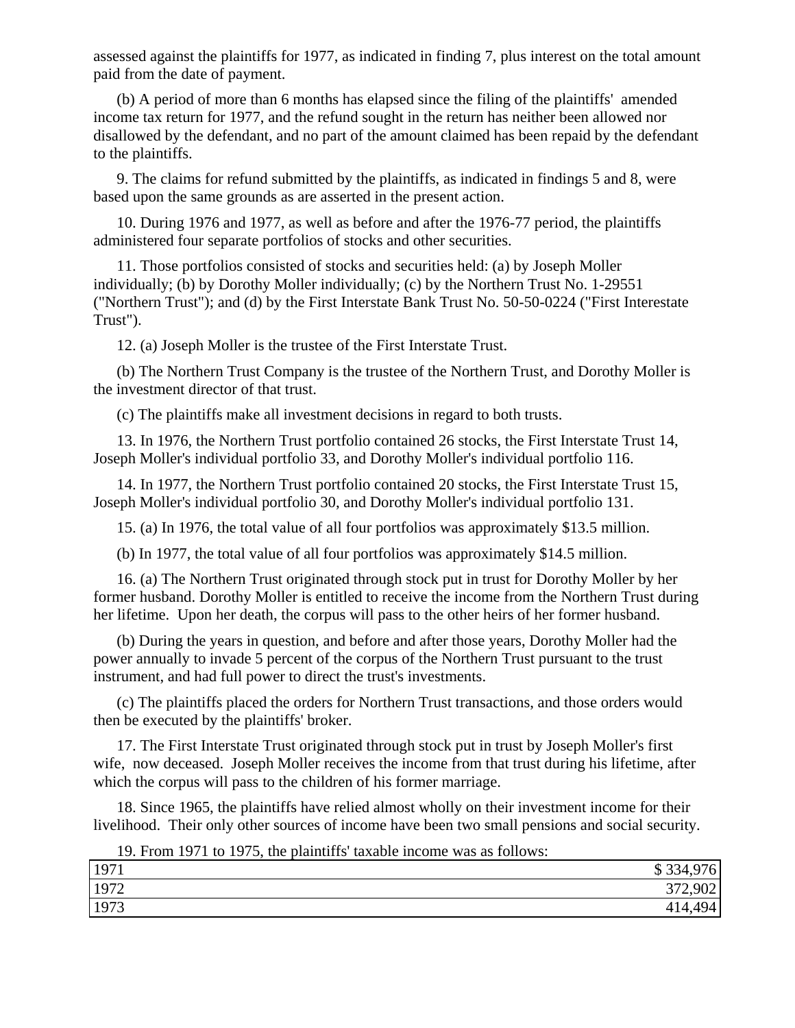assessed against the plaintiffs for 1977, as indicated in finding 7, plus interest on the total amount paid from the date of payment.

(b) A period of more than 6 months has elapsed since the filing of the plaintiffs' amended income tax return for 1977, and the refund sought in the return has neither been allowed nor disallowed by the defendant, and no part of the amount claimed has been repaid by the defendant to the plaintiffs.

9. The claims for refund submitted by the plaintiffs, as indicated in findings 5 and 8, were based upon the same grounds as are asserted in the present action.

10. During 1976 and 1977, as well as before and after the 1976-77 period, the plaintiffs administered four separate portfolios of stocks and other securities.

11. Those portfolios consisted of stocks and securities held: (a) by Joseph Moller individually; (b) by Dorothy Moller individually; (c) by the Northern Trust No. 1-29551 ("Northern Trust"); and (d) by the First Interstate Bank Trust No. 50-50-0224 ("First Interestate Trust").

12. (a) Joseph Moller is the trustee of the First Interstate Trust.

(b) The Northern Trust Company is the trustee of the Northern Trust, and Dorothy Moller is the investment director of that trust.

(c) The plaintiffs make all investment decisions in regard to both trusts.

13. In 1976, the Northern Trust portfolio contained 26 stocks, the First Interstate Trust 14, Joseph Moller's individual portfolio 33, and Dorothy Moller's individual portfolio 116.

14. In 1977, the Northern Trust portfolio contained 20 stocks, the First Interstate Trust 15, Joseph Moller's individual portfolio 30, and Dorothy Moller's individual portfolio 131.

15. (a) In 1976, the total value of all four portfolios was approximately $13.5 million.

(b) In 1977, the total value of all four portfolios was approximately $14.5 million.

16. (a) The Northern Trust originated through stock put in trust for Dorothy Moller by her former husband. Dorothy Moller is entitled to receive the income from the Northern Trust during her lifetime. Upon her death, the corpus will pass to the other heirs of her former husband.

(b) During the years in question, and before and after those years, Dorothy Moller had the power annually to invade 5 percent of the corpus of the Northern Trust pursuant to the trust instrument, and had full power to direct the trust's investments.

(c) The plaintiffs placed the orders for Northern Trust transactions, and those orders would then be executed by the plaintiffs' broker.

17. The First Interstate Trust originated through stock put in trust by Joseph Moller's first wife, now deceased. Joseph Moller receives the income from that trust during his lifetime, after which the corpus will pass to the children of his former marriage.

18. Since 1965, the plaintiffs have relied almost wholly on their investment income for their livelihood. Their only other sources of income have been two small pensions and social security.

19. From 1971 to 1975, the plaintiffs' taxable income was as follows:

| | |
|---|---:|
| 1971 | $ 334,976 |
| 1972 | 372,902 |
| 1973 | 414,494 |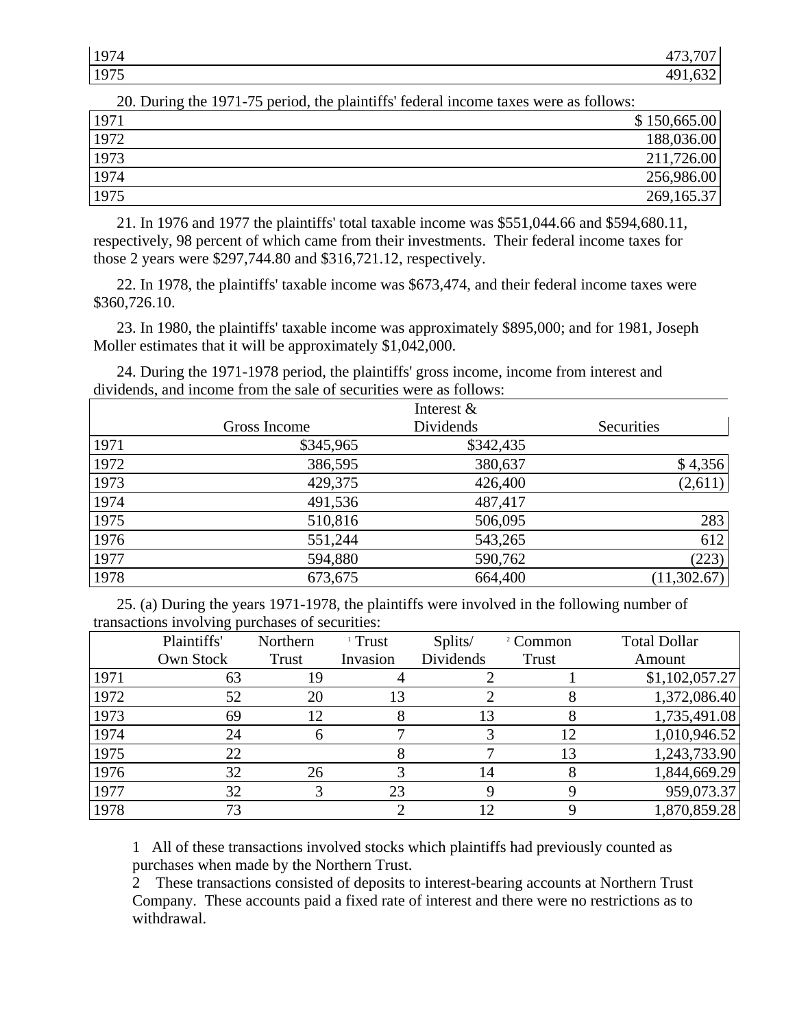| | |
|---|---|
| 1974 | 473,707 |
| 1975 | 491,632 |

20. During the 1971-75 period, the plaintiffs' federal income taxes were as follows:

| | |
|---|---|
| 1971 | $ 150,665.00 |
| 1972 | 188,036.00 |
| 1973 | 211,726.00 |
| 1974 | 256,986.00 |
| 1975 | 269,165.37 |

21. In 1976 and 1977 the plaintiffs' total taxable income was $551,044.66 and $594,680.11, respectively, 98 percent of which came from their investments. Their federal income taxes for those 2 years were $297,744.80 and $316,721.12, respectively.

22. In 1978, the plaintiffs' taxable income was $673,474, and their federal income taxes were $360,726.10.

23. In 1980, the plaintiffs' taxable income was approximately $895,000; and for 1981, Joseph Moller estimates that it will be approximately $1,042,000.

24. During the 1971-1978 period, the plaintiffs' gross income, income from interest and dividends, and income from the sale of securities were as follows:

| | Gross Income | Interest & Dividends | Securities |
|---|---|---|---|
| 1971 | $345,965 | $342,435 | |
| 1972 | 386,595 | 380,637 | $ 4,356 |
| 1973 | 429,375 | 426,400 | (2,611) |
| 1974 | 491,536 | 487,417 | |
| 1975 | 510,816 | 506,095 | 283 |
| 1976 | 551,244 | 543,265 | 612 |
| 1977 | 594,880 | 590,762 | (223) |
| 1978 | 673,675 | 664,400 | (11,302.67) |

25. (a) During the years 1971-1978, the plaintiffs were involved in the following number of transactions involving purchases of securities:

| | Plaintiffs' Own Stock | Northern Trust | [1] Trust Invasion | Splits/ Dividends | [2] Common Trust | Total Dollar Amount |
|---|---|---|---|---|---|---|
| 1971 | 63 | 19 | 4 | 2 | 1 | $1,102,057.27 |
| 1972 | 52 | 20 | 13 | 2 | 8 | 1,372,086.40 |
| 1973 | 69 | 12 | 8 | 13 | 8 | 1,735,491.08 |
| 1974 | 24 | 6 | 7 | 3 | 12 | 1,010,946.52 |
| 1975 | 22 | | 8 | 7 | 13 | 1,243,733.90 |
| 1976 | 32 | 26 | 3 | 14 | 8 | 1,844,669.29 |
| 1977 | 32 | 3 | 23 | 9 | 9 | 959,073.37 |
| 1978 | 73 | | 2 | 12 | 9 | 1,870,859.28 |

1 All of these transactions involved stocks which plaintiffs had previously counted as purchases when made by the Northern Trust.

2 These transactions consisted of deposits to interest-bearing accounts at Northern Trust Company. These accounts paid a fixed rate of interest and there were no restrictions as to withdrawal.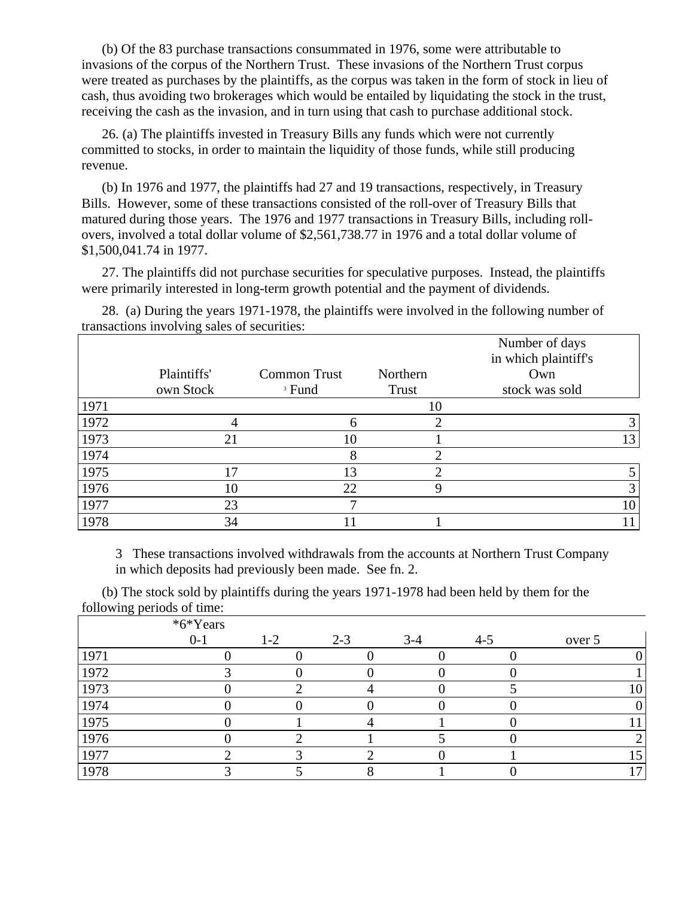(b) Of the 83 purchase transactions consummated in 1976, some were attributable to invasions of the corpus of the Northern Trust. These invasions of the Northern Trust corpus were treated as purchases by the plaintiffs, as the corpus was taken in the form of stock in lieu of cash, thus avoiding two brokerages which would be entailed by liquidating the stock in the trust, receiving the cash as the invasion, and in turn using that cash to purchase additional stock.

26. (a) The plaintiffs invested in Treasury Bills any funds which were not currently committed to stocks, in order to maintain the liquidity of those funds, while still producing revenue.

(b) In 1976 and 1977, the plaintiffs had 27 and 19 transactions, respectively, in Treasury Bills. However, some of these transactions consisted of the roll-over of Treasury Bills that matured during those years. The 1976 and 1977 transactions in Treasury Bills, including roll-overs, involved a total dollar volume of $2,561,738.77 in 1976 and a total dollar volume of $1,500,041.74 in 1977.

27. The plaintiffs did not purchase securities for speculative purposes. Instead, the plaintiffs were primarily interested in long-term growth potential and the payment of dividends.

28. (a) During the years 1971-1978, the plaintiffs were involved in the following number of transactions involving sales of securities:

| | Plaintiffs' own Stock | Common Trust [3] Fund | Northern Trust | Number of days in which plaintiff's Own stock was sold |
|---|---|---|---|---|
| 1971 | | | 10 | |
| 1972 | 4 | 6 | 2 | 3 |
| 1973 | 21 | 10 | 1 | 13 |
| 1974 | | 8 | 2 | |
| 1975 | 17 | 13 | 2 | 5 |
| 1976 | 10 | 22 | 9 | 3 |
| 1977 | 23 | 7 | | 10 |
| 1978 | 34 | 11 | 1 | 11 |

3 These transactions involved withdrawals from the accounts at Northern Trust Company in which deposits had previously been made. See fn. 2.

(b) The stock sold by plaintiffs during the years 1971-1978 had been held by them for the following periods of time:

| | *6*Years 0-1 | 1-2 | 2-3 | 3-4 | 4-5 | over 5 |
|---|---|---|---|---|---|---|
| 1971 | 0 | 0 | 0 | 0 | 0 | 0 |
| 1972 | 3 | 0 | 0 | 0 | 0 | 1 |
| 1973 | 0 | 2 | 4 | 0 | 5 | 10 |
| 1974 | 0 | 0 | 0 | 0 | 0 | 0 |
| 1975 | 0 | 1 | 4 | 1 | 0 | 11 |
| 1976 | 0 | 2 | 1 | 5 | 0 | 2 |
| 1977 | 2 | 3 | 2 | 0 | 1 | 15 |
| 1978 | 3 | 5 | 8 | 1 | 0 | 17 |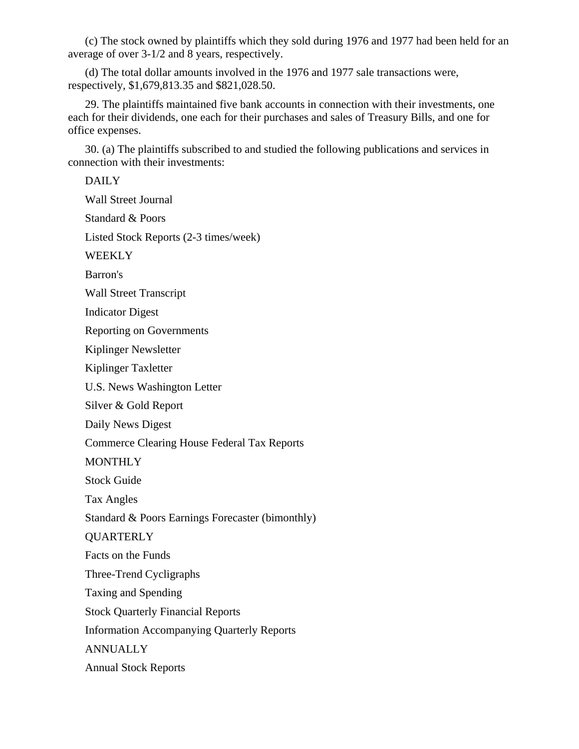(c) The stock owned by plaintiffs which they sold during 1976 and 1977 had been held for an average of over 3-1/2 and 8 years, respectively.

(d) The total dollar amounts involved in the 1976 and 1977 sale transactions were, respectively, $1,679,813.35 and $821,028.50.

29. The plaintiffs maintained five bank accounts in connection with their investments, one each for their dividends, one each for their purchases and sales of Treasury Bills, and one for office expenses.

30. (a) The plaintiffs subscribed to and studied the following publications and services in connection with their investments:

DAILY

Wall Street Journal

Standard & Poors

Listed Stock Reports (2-3 times/week)

WEEKLY

Barron's

Wall Street Transcript

Indicator Digest

Reporting on Governments

Kiplinger Newsletter

Kiplinger Taxletter

U.S. News Washington Letter

Silver & Gold Report

Daily News Digest

Commerce Clearing House Federal Tax Reports

MONTHLY

Stock Guide

Tax Angles

Standard & Poors Earnings Forecaster (bimonthly)

QUARTERLY

Facts on the Funds

Three-Trend Cycligraphs

Taxing and Spending

Stock Quarterly Financial Reports

Information Accompanying Quarterly Reports

ANNUALLY

Annual Stock Reports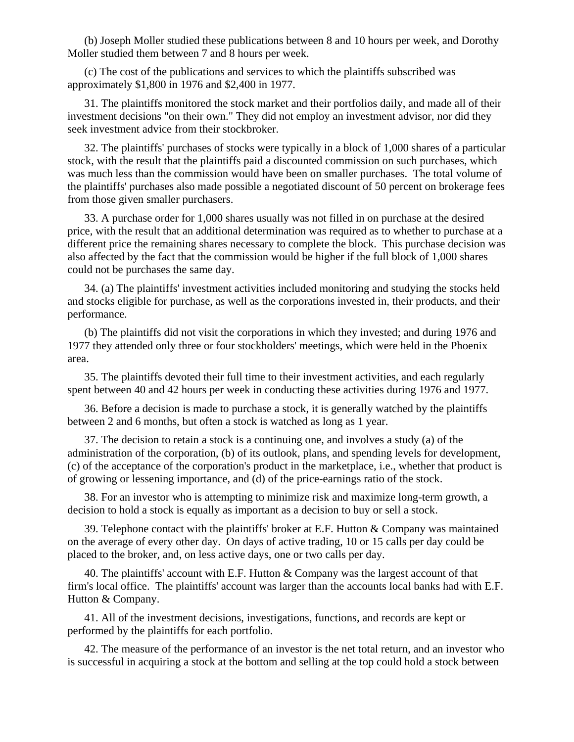(b) Joseph Moller studied these publications between 8 and 10 hours per week, and Dorothy Moller studied them between 7 and 8 hours per week.

(c) The cost of the publications and services to which the plaintiffs subscribed was approximately $1,800 in 1976 and $2,400 in 1977.

31. The plaintiffs monitored the stock market and their portfolios daily, and made all of their investment decisions "on their own." They did not employ an investment advisor, nor did they seek investment advice from their stockbroker.

32. The plaintiffs' purchases of stocks were typically in a block of 1,000 shares of a particular stock, with the result that the plaintiffs paid a discounted commission on such purchases, which was much less than the commission would have been on smaller purchases. The total volume of the plaintiffs' purchases also made possible a negotiated discount of 50 percent on brokerage fees from those given smaller purchasers.

33. A purchase order for 1,000 shares usually was not filled in on purchase at the desired price, with the result that an additional determination was required as to whether to purchase at a different price the remaining shares necessary to complete the block. This purchase decision was also affected by the fact that the commission would be higher if the full block of 1,000 shares could not be purchases the same day.

34. (a) The plaintiffs' investment activities included monitoring and studying the stocks held and stocks eligible for purchase, as well as the corporations invested in, their products, and their performance.

(b) The plaintiffs did not visit the corporations in which they invested; and during 1976 and 1977 they attended only three or four stockholders' meetings, which were held in the Phoenix area.

35. The plaintiffs devoted their full time to their investment activities, and each regularly spent between 40 and 42 hours per week in conducting these activities during 1976 and 1977.

36. Before a decision is made to purchase a stock, it is generally watched by the plaintiffs between 2 and 6 months, but often a stock is watched as long as 1 year.

37. The decision to retain a stock is a continuing one, and involves a study (a) of the administration of the corporation, (b) of its outlook, plans, and spending levels for development, (c) of the acceptance of the corporation's product in the marketplace, i.e., whether that product is of growing or lessening importance, and (d) of the price-earnings ratio of the stock.

38. For an investor who is attempting to minimize risk and maximize long-term growth, a decision to hold a stock is equally as important as a decision to buy or sell a stock.

39. Telephone contact with the plaintiffs' broker at E.F. Hutton & Company was maintained on the average of every other day. On days of active trading, 10 or 15 calls per day could be placed to the broker, and, on less active days, one or two calls per day.

40. The plaintiffs' account with E.F. Hutton & Company was the largest account of that firm's local office. The plaintiffs' account was larger than the accounts local banks had with E.F. Hutton & Company.

41. All of the investment decisions, investigations, functions, and records are kept or performed by the plaintiffs for each portfolio.

42. The measure of the performance of an investor is the net total return, and an investor who is successful in acquiring a stock at the bottom and selling at the top could hold a stock between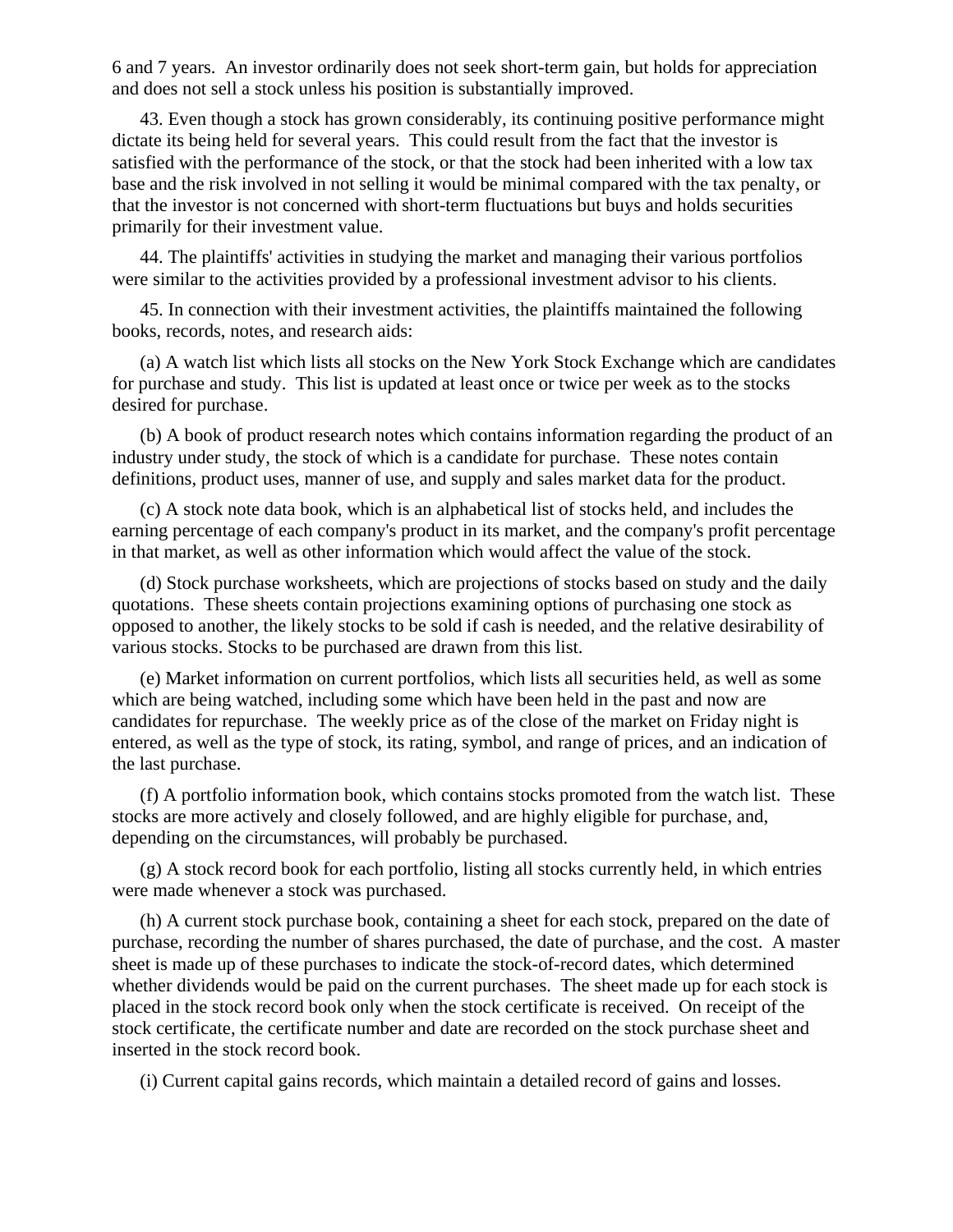6 and 7 years. An investor ordinarily does not seek short-term gain, but holds for appreciation and does not sell a stock unless his position is substantially improved.

43. Even though a stock has grown considerably, its continuing positive performance might dictate its being held for several years. This could result from the fact that the investor is satisfied with the performance of the stock, or that the stock had been inherited with a low tax base and the risk involved in not selling it would be minimal compared with the tax penalty, or that the investor is not concerned with short-term fluctuations but buys and holds securities primarily for their investment value.

44. The plaintiffs' activities in studying the market and managing their various portfolios were similar to the activities provided by a professional investment advisor to his clients.

45. In connection with their investment activities, the plaintiffs maintained the following books, records, notes, and research aids:

(a) A watch list which lists all stocks on the New York Stock Exchange which are candidates for purchase and study. This list is updated at least once or twice per week as to the stocks desired for purchase.

(b) A book of product research notes which contains information regarding the product of an industry under study, the stock of which is a candidate for purchase. These notes contain definitions, product uses, manner of use, and supply and sales market data for the product.

(c) A stock note data book, which is an alphabetical list of stocks held, and includes the earning percentage of each company's product in its market, and the company's profit percentage in that market, as well as other information which would affect the value of the stock.

(d) Stock purchase worksheets, which are projections of stocks based on study and the daily quotations. These sheets contain projections examining options of purchasing one stock as opposed to another, the likely stocks to be sold if cash is needed, and the relative desirability of various stocks. Stocks to be purchased are drawn from this list.

(e) Market information on current portfolios, which lists all securities held, as well as some which are being watched, including some which have been held in the past and now are candidates for repurchase. The weekly price as of the close of the market on Friday night is entered, as well as the type of stock, its rating, symbol, and range of prices, and an indication of the last purchase.

(f) A portfolio information book, which contains stocks promoted from the watch list. These stocks are more actively and closely followed, and are highly eligible for purchase, and, depending on the circumstances, will probably be purchased.

(g) A stock record book for each portfolio, listing all stocks currently held, in which entries were made whenever a stock was purchased.

(h) A current stock purchase book, containing a sheet for each stock, prepared on the date of purchase, recording the number of shares purchased, the date of purchase, and the cost. A master sheet is made up of these purchases to indicate the stock-of-record dates, which determined whether dividends would be paid on the current purchases. The sheet made up for each stock is placed in the stock record book only when the stock certificate is received. On receipt of the stock certificate, the certificate number and date are recorded on the stock purchase sheet and inserted in the stock record book.

(i) Current capital gains records, which maintain a detailed record of gains and losses.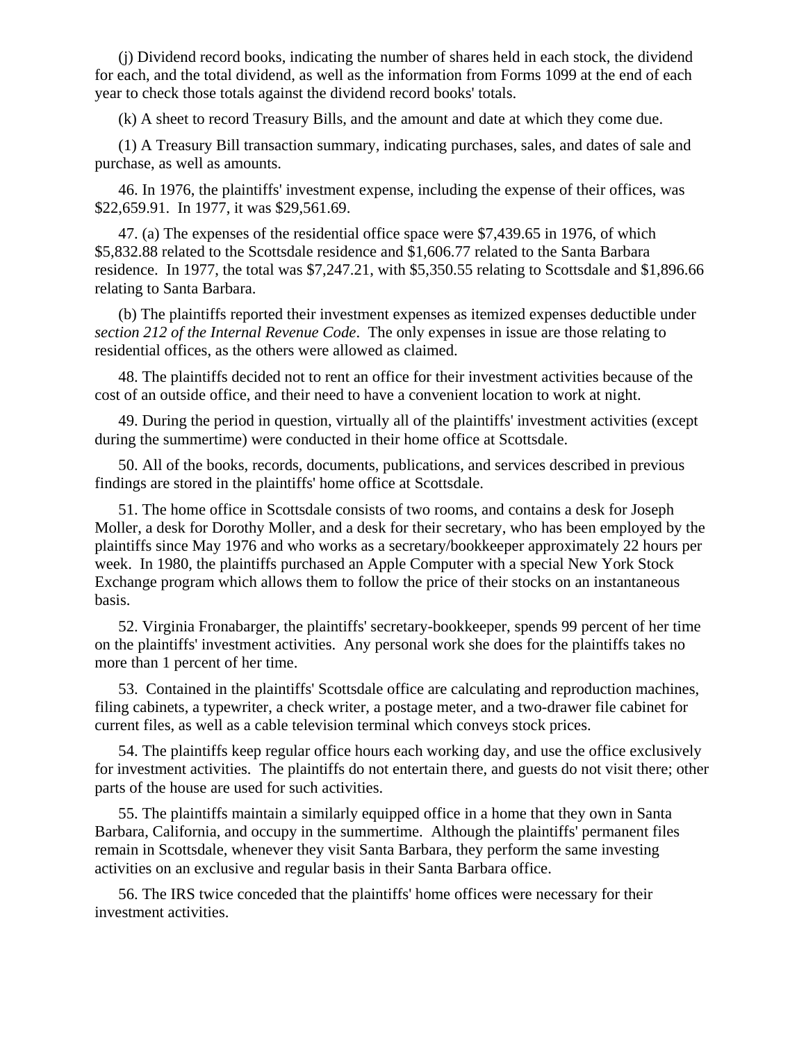(j) Dividend record books, indicating the number of shares held in each stock, the dividend for each, and the total dividend, as well as the information from Forms 1099 at the end of each year to check those totals against the dividend record books' totals.

(k) A sheet to record Treasury Bills, and the amount and date at which they come due.

(1) A Treasury Bill transaction summary, indicating purchases, sales, and dates of sale and purchase, as well as amounts.

46. In 1976, the plaintiffs' investment expense, including the expense of their offices, was $22,659.91. In 1977, it was $29,561.69.

47. (a) The expenses of the residential office space were $7,439.65 in 1976, of which $5,832.88 related to the Scottsdale residence and $1,606.77 related to the Santa Barbara residence. In 1977, the total was $7,247.21, with $5,350.55 relating to Scottsdale and $1,896.66 relating to Santa Barbara.

(b) The plaintiffs reported their investment expenses as itemized expenses deductible under *section 212 of the Internal Revenue Code*. The only expenses in issue are those relating to residential offices, as the others were allowed as claimed.

48. The plaintiffs decided not to rent an office for their investment activities because of the cost of an outside office, and their need to have a convenient location to work at night.

49. During the period in question, virtually all of the plaintiffs' investment activities (except during the summertime) were conducted in their home office at Scottsdale.

50. All of the books, records, documents, publications, and services described in previous findings are stored in the plaintiffs' home office at Scottsdale.

51. The home office in Scottsdale consists of two rooms, and contains a desk for Joseph Moller, a desk for Dorothy Moller, and a desk for their secretary, who has been employed by the plaintiffs since May 1976 and who works as a secretary/bookkeeper approximately 22 hours per week. In 1980, the plaintiffs purchased an Apple Computer with a special New York Stock Exchange program which allows them to follow the price of their stocks on an instantaneous basis.

52. Virginia Fronabarger, the plaintiffs' secretary-bookkeeper, spends 99 percent of her time on the plaintiffs' investment activities. Any personal work she does for the plaintiffs takes no more than 1 percent of her time.

53. Contained in the plaintiffs' Scottsdale office are calculating and reproduction machines, filing cabinets, a typewriter, a check writer, a postage meter, and a two-drawer file cabinet for current files, as well as a cable television terminal which conveys stock prices.

54. The plaintiffs keep regular office hours each working day, and use the office exclusively for investment activities. The plaintiffs do not entertain there, and guests do not visit there; other parts of the house are used for such activities.

55. The plaintiffs maintain a similarly equipped office in a home that they own in Santa Barbara, California, and occupy in the summertime. Although the plaintiffs' permanent files remain in Scottsdale, whenever they visit Santa Barbara, they perform the same investing activities on an exclusive and regular basis in their Santa Barbara office.

56. The IRS twice conceded that the plaintiffs' home offices were necessary for their investment activities.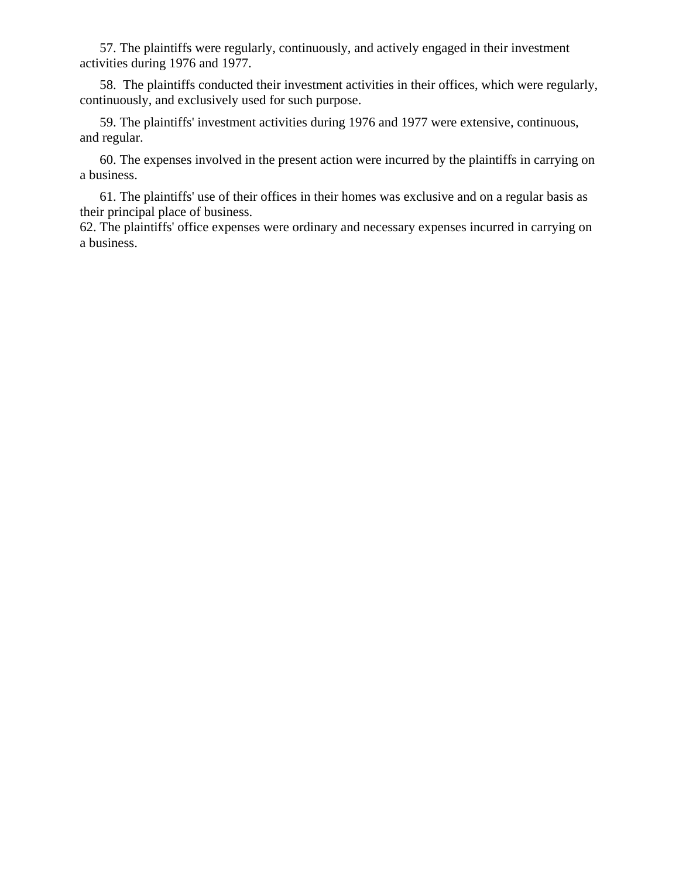57. The plaintiffs were regularly, continuously, and actively engaged in their investment activities during 1976 and 1977.

58. The plaintiffs conducted their investment activities in their offices, which were regularly, continuously, and exclusively used for such purpose.

59. The plaintiffs' investment activities during 1976 and 1977 were extensive, continuous, and regular.

60. The expenses involved in the present action were incurred by the plaintiffs in carrying on a business.

61. The plaintiffs' use of their offices in their homes was exclusive and on a regular basis as their principal place of business.

62. The plaintiffs' office expenses were ordinary and necessary expenses incurred in carrying on a business.